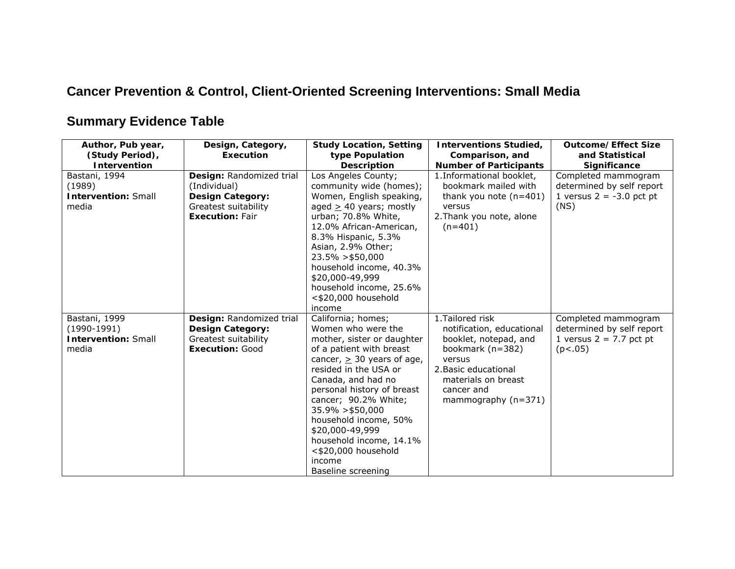# Cancer Prevention & Control, Client-Oriented Screening Interventions: Small Media

## Summary Evidence Table

| Author, Pub year, (Study Period), Intervention | Design, Category, Execution | Study Location, Setting type Population Description | Interventions Studied, Comparison, and Number of Participants | Outcome/Effect Size and Statistical Significance |
|---|---|---|---|---|
| Bastani, 1994<br>(1989)<br>**Intervention:** Small media | **Design:** Randomized trial (Individual)<br>**Design Category:** Greatest suitability<br>**Execution:** Fair | Los Angeles County; community wide (homes); Women, English speaking, aged ≥ 40 years; mostly urban; 70.8% White, 12.0% African-American, 8.3% Hispanic, 5.3% Asian, 2.9% Other; 23.5% >$50,000 household income, 40.3% $20,000-49,999 household income, 25.6% <$20,000 household income | 1. Informational booklet, bookmark mailed with thank you note (n=401) versus<br>2. Thank you note, alone (n=401) | Completed mammogram determined by self report<br>1 versus 2 = -3.0 pct pt (NS) |
| Bastani, 1999<br>(1990-1991)<br>**Intervention:** Small media | **Design:** Randomized trial<br>**Design Category:** Greatest suitability<br>**Execution:** Good | California; homes; Women who were the mother, sister or daughter of a patient with breast cancer, ≥ 30 years of age, resided in the USA or Canada, and had no personal history of breast cancer; 90.2% White; 35.9% >$50,000 household income, 50% $20,000-49,999 household income, 14.1% <$20,000 household income<br>Baseline screening | 1. Tailored risk notification, educational booklet, notepad, and bookmark (n=382) versus<br>2. Basic educational materials on breast cancer and mammography (n=371) | Completed mammogram determined by self report<br>1 versus 2 = 7.7 pct pt ($p<.05$) |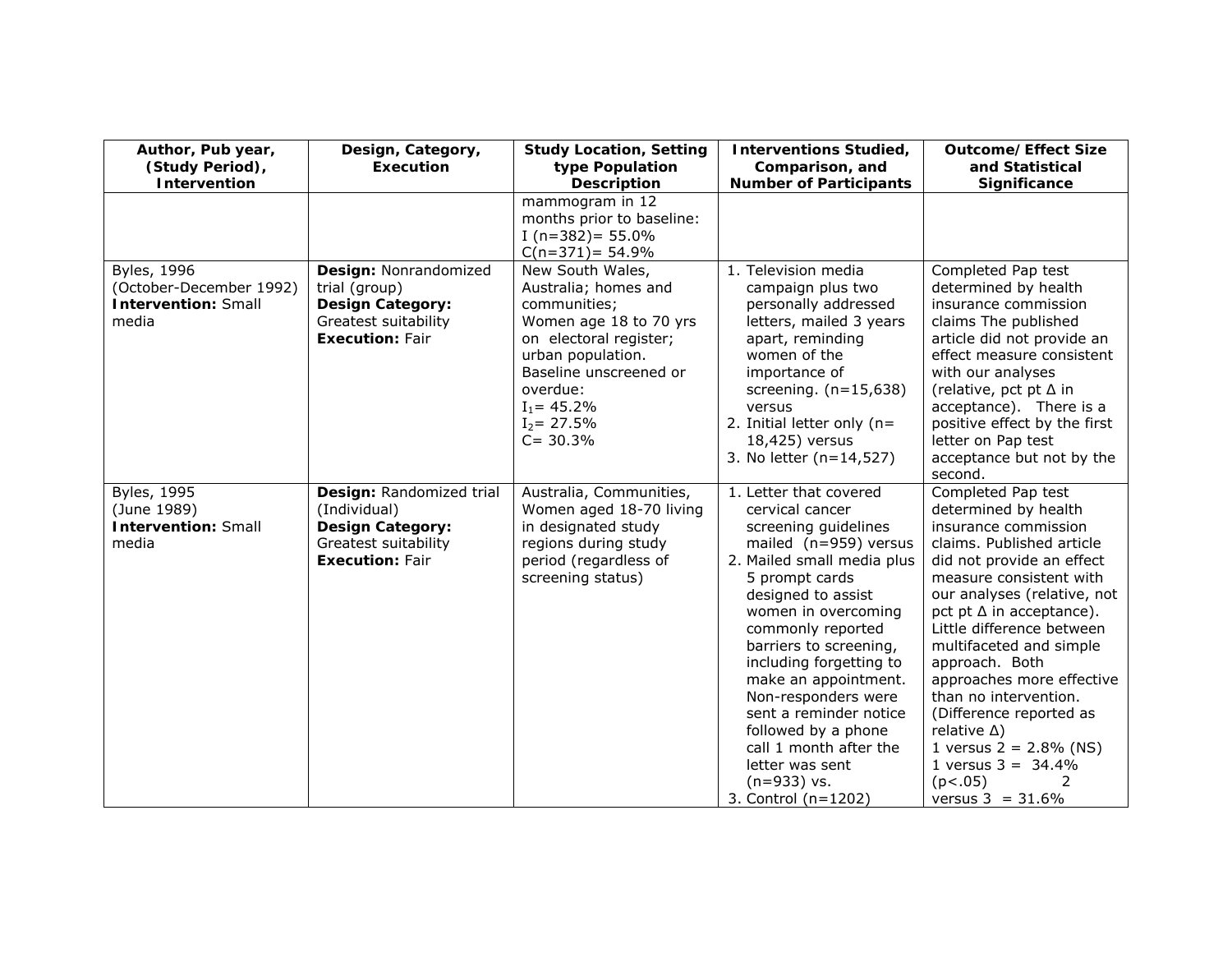| Author, Pub year, (Study Period), Intervention | Design, Category, Execution | Study Location, Setting type Population Description | Interventions Studied, Comparison, and Number of Participants | Outcome/Effect Size and Statistical Significance |
|---|---|---|---|---|
| | | mammogram in 12 months prior to baseline:<br>I (n=382)= 55.0%<br>C(n=371)= 54.9% | | |
| Byles, 1996<br>(October-December 1992)<br>**Intervention:** Small media | **Design:** Nonrandomized trial (group)<br>**Design Category:** Greatest suitability<br>**Execution:** Fair | New South Wales, Australia; homes and communities;<br>Women age 18 to 70 yrs on electoral register; urban population.<br>Baseline unscreened or overdue:<br>$I_1$= 45.2%<br>$I_2$= 27.5%<br>C= 30.3% | 1. Television media campaign plus two personally addressed letters, mailed 3 years apart, reminding women of the importance of screening. (n=15,638) versus<br>2. Initial letter only (n= 18,425) versus<br>3. No letter (n=14,527) | Completed Pap test determined by health insurance commission claims The published article did not provide an effect measure consistent with our analyses (relative, pct pt Δ in acceptance). There is a positive effect by the first letter on Pap test acceptance but not by the second. |
| Byles, 1995<br>(June 1989)<br>**Intervention:** Small media | **Design:** Randomized trial (Individual)<br>**Design Category:** Greatest suitability<br>**Execution:** Fair | Australia, Communities, Women aged 18-70 living in designated study regions during study period (regardless of screening status) | 1. Letter that covered cervical cancer screening guidelines mailed (n=959) versus<br>2. Mailed small media plus 5 prompt cards designed to assist women in overcoming commonly reported barriers to screening, including forgetting to make an appointment. Non-responders were sent a reminder notice followed by a phone call 1 month after the letter was sent (n=933) vs.<br>3. Control (n=1202) | Completed Pap test determined by health insurance commission claims. Published article did not provide an effect measure consistent with our analyses (relative, not pct pt Δ in acceptance). Little difference between multifaceted and simple approach. Both approaches more effective than no intervention. (Difference reported as relative Δ)<br>1 versus 2 = 2.8% (NS)<br>1 versus 3 = 34.4% ($p<.05$)<br>2 versus 3 = 31.6% |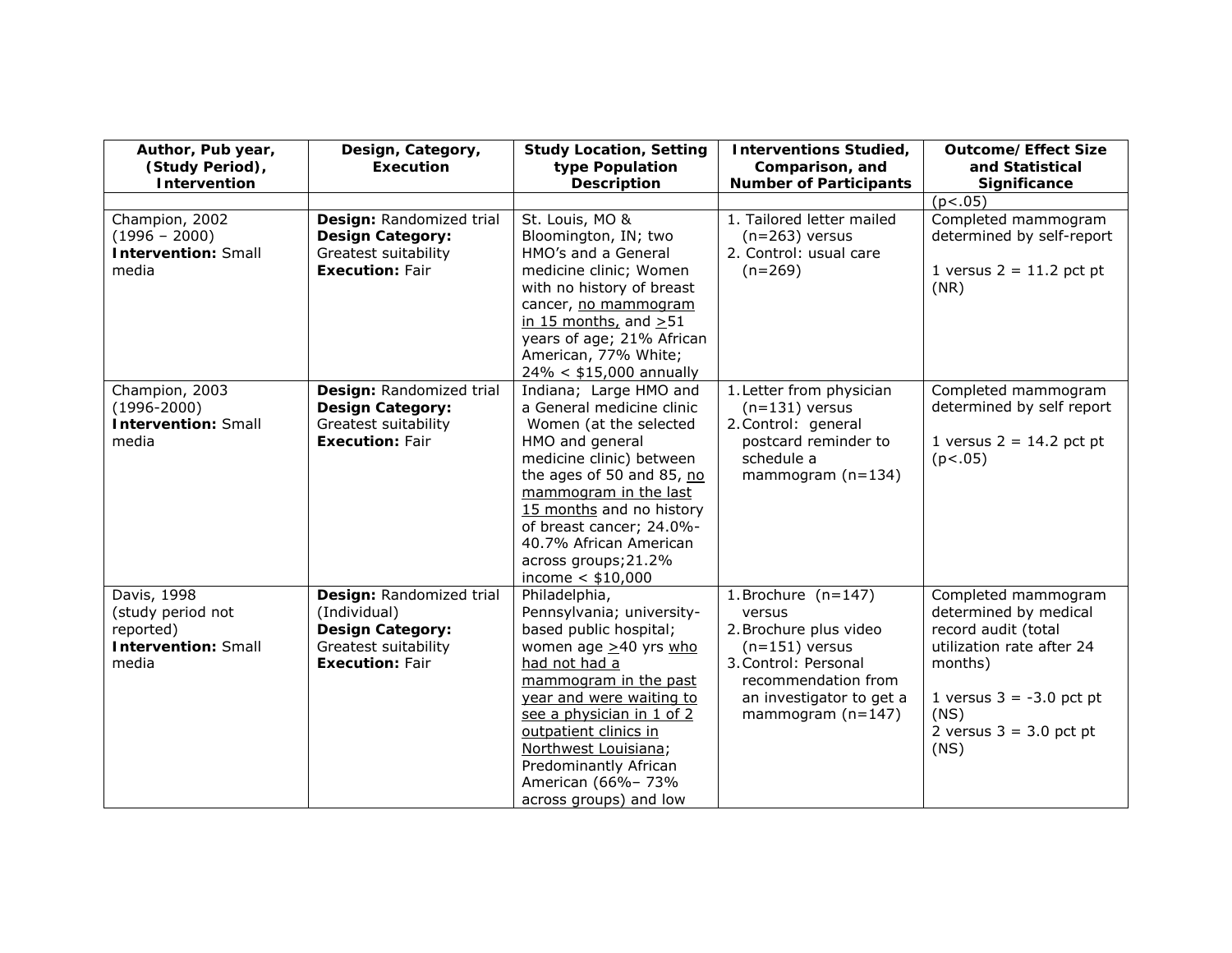| Author, Pub year, (Study Period), Intervention | Design, Category, Execution | Study Location, Setting type Population Description | Interventions Studied, Comparison, and Number of Participants | Outcome/Effect Size and Statistical Significance |
|---|---|---|---|---|
| | | | | (p<.05) |
| Champion, 2002 (1996 – 2000) **Intervention:** Small media | **Design:** Randomized trial **Design Category:** Greatest suitability **Execution:** Fair | St. Louis, MO & Bloomington, IN; two HMO's and a General medicine clinic; Women with no history of breast cancer, no mammogram in 15 months, and ≥51 years of age; 21% African American, 77% White; 24% < $15,000 annually | 1. Tailored letter mailed (n=263) versus 2. Control: usual care (n=269) | Completed mammogram determined by self-report<br><br>1 versus 2 = 11.2 pct pt (NR) |
| Champion, 2003 (1996-2000) **Intervention:** Small media | **Design:** Randomized trial **Design Category:** Greatest suitability **Execution:** Fair | Indiana; Large HMO and a General medicine clinic Women (at the selected HMO and general medicine clinic) between the ages of 50 and 85, no mammogram in the last 15 months and no history of breast cancer; 24.0%-40.7% African American across groups;21.2% income < $10,000 | 1. Letter from physician (n=131) versus 2. Control: general postcard reminder to schedule a mammogram (n=134) | Completed mammogram determined by self report<br><br>1 versus 2 = 14.2 pct pt (p<.05) |
| Davis, 1998 (study period not reported) **Intervention:** Small media | **Design:** Randomized trial (Individual) **Design Category:** Greatest suitability **Execution:** Fair | Philadelphia, Pennsylvania; university-based public hospital; women age ≥40 yrs who had not had a mammogram in the past year and were waiting to see a physician in 1 of 2 outpatient clinics in Northwest Louisiana; Predominantly African American (66%– 73% across groups) and low | 1. Brochure (n=147) versus 2. Brochure plus video (n=151) versus 3. Control: Personal recommendation from an investigator to get a mammogram (n=147) | Completed mammogram determined by medical record audit (total utilization rate after 24 months)<br><br>1 versus 3 = -3.0 pct pt (NS)<br>2 versus 3 = 3.0 pct pt (NS) |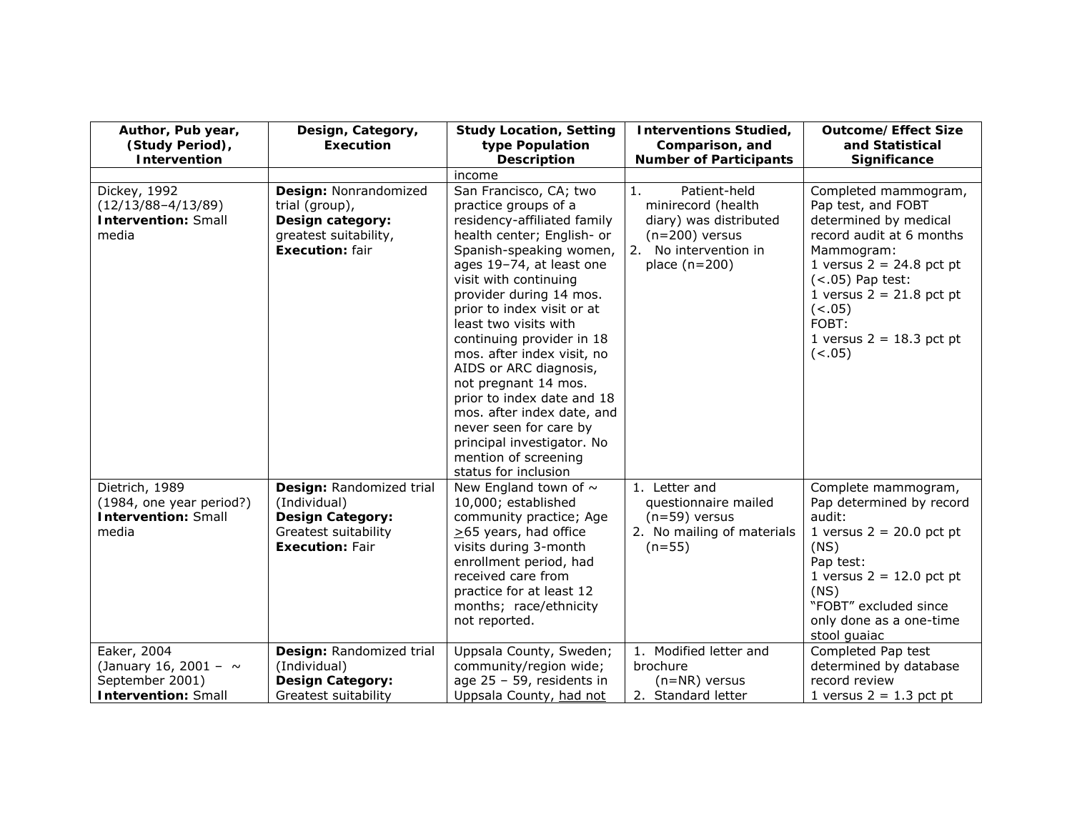| Author, Pub year, (Study Period), Intervention | Design, Category, Execution | Study Location, Setting type Population Description | Interventions Studied, Comparison, and Number of Participants | Outcome/Effect Size and Statistical Significance |
|---|---|---|---|---|
| | | income | | |
| Dickey, 1992 (12/13/88–4/13/89) **Intervention:** Small media | **Design:** Nonrandomized trial (group), **Design category:** greatest suitability, **Execution:** fair | San Francisco, CA; two practice groups of a residency-affiliated family health center; English- or Spanish-speaking women, ages 19–74, at least one visit with continuing provider during 14 mos. prior to index visit or at least two visits with continuing provider in 18 mos. after index visit, no AIDS or ARC diagnosis, not pregnant 14 mos. prior to index date and 18 mos. after index date, and never seen for care by principal investigator. No mention of screening status for inclusion | 1. Patient-held minirecord (health diary) was distributed (n=200) versus<br>2. No intervention in place (n=200) | Completed mammogram, Pap test, and FOBT determined by medical record audit at 6 months<br>Mammogram:<br>1 versus 2 = 24.8 pct pt (<.05) Pap test:<br>1 versus 2 = 21.8 pct pt (<.05)<br>FOBT:<br>1 versus 2 = 18.3 pct pt (<.05) |
| Dietrich, 1989 (1984, one year period?) **Intervention:** Small media | **Design:** Randomized trial (Individual) **Design Category:** Greatest suitability **Execution:** Fair | New England town of ~ 10,000; established community practice; Age ≥65 years, had office visits during 3-month enrollment period, had received care from practice for at least 12 months; race/ethnicity not reported. | 1. Letter and questionnaire mailed (n=59) versus<br>2. No mailing of materials (n=55) | Complete mammogram, Pap determined by record audit:<br>1 versus 2 = 20.0 pct pt (NS)<br>Pap test:<br>1 versus 2 = 12.0 pct pt (NS)<br>"FOBT" excluded since only done as a one-time stool guaiac |
| Eaker, 2004 (January 16, 2001 – ~ September 2001) **Intervention:** Small | **Design:** Randomized trial (Individual) **Design Category:** Greatest suitability | Uppsala County, Sweden; community/region wide; age 25 – 59, residents in Uppsala County, <u>had not</u> | 1. Modified letter and brochure (n=NR) versus<br>2. Standard letter | Completed Pap test determined by database record review<br>1 versus 2 = 1.3 pct pt |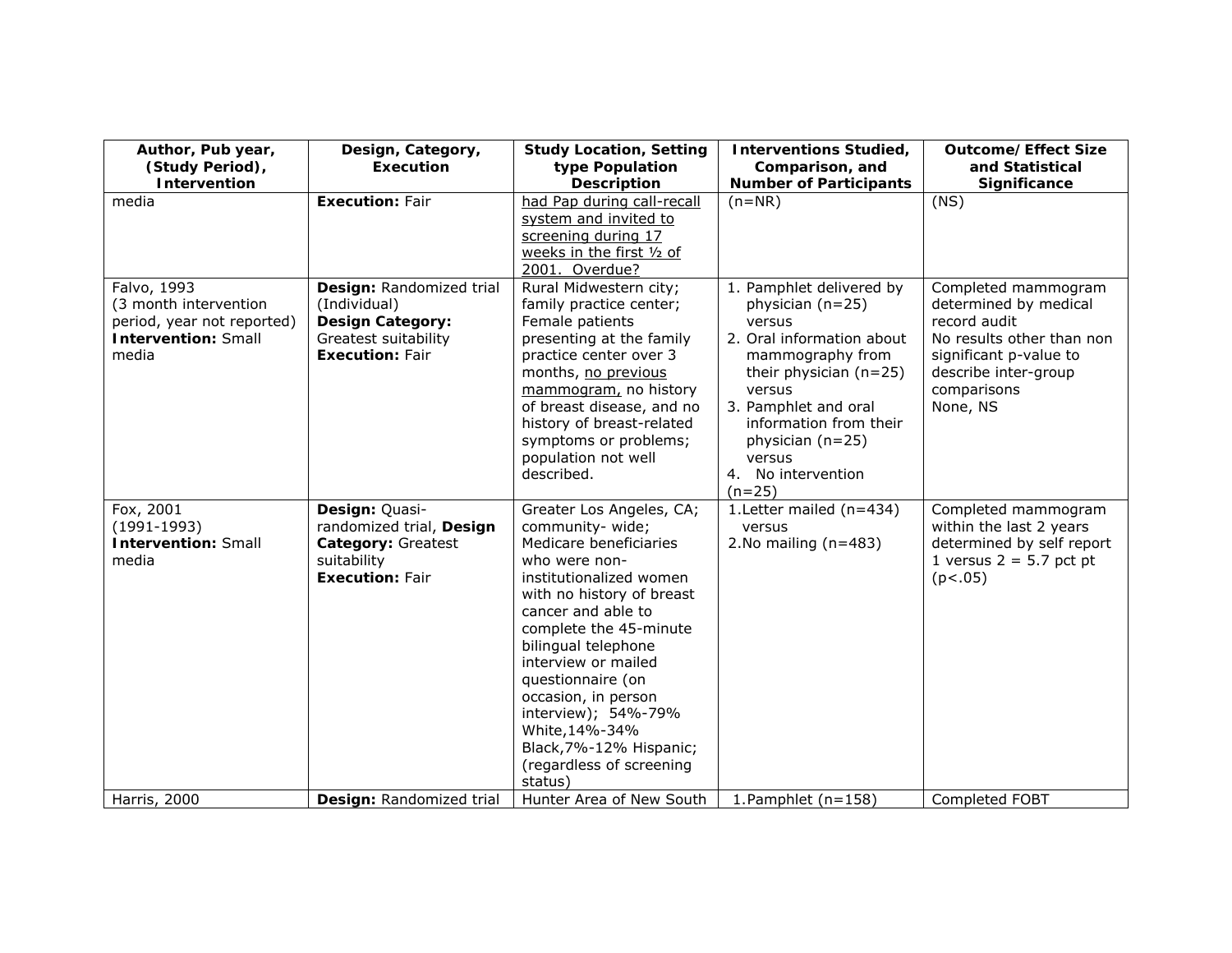| Author, Pub year, (Study Period), Intervention | Design, Category, Execution | Study Location, Setting type Population Description | Interventions Studied, Comparison, and Number of Participants | Outcome/Effect Size and Statistical Significance |
|---|---|---|---|---|
| media | **Execution:** Fair | had Pap during call-recall system and invited to screening during 17 weeks in the first ½ of 2001. Overdue? | (n=NR) | (NS) |
| Falvo, 1993<br>(3 month intervention period, year not reported)<br>**Intervention:** Small media | **Design:** Randomized trial (Individual)<br>**Design Category:** Greatest suitability<br>**Execution:** Fair | Rural Midwestern city; family practice center; Female patients presenting at the family practice center over 3 months, no previous mammogram, no history of breast disease, and no history of breast-related symptoms or problems; population not well described. | 1. Pamphlet delivered by physician (n=25) versus<br>2. Oral information about mammography from their physician (n=25) versus<br>3. Pamphlet and oral information from their physician (n=25) versus<br>4. No intervention (n=25) | Completed mammogram determined by medical record audit<br>No results other than non significant p-value to describe inter-group comparisons<br>None, NS |
| Fox, 2001<br>(1991-1993)<br>**Intervention:** Small media | **Design:** Quasi-randomized trial, **Design Category:** Greatest suitability<br>**Execution:** Fair | Greater Los Angeles, CA; community- wide; Medicare beneficiaries who were non-institutionalized women with no history of breast cancer and able to complete the 45-minute bilingual telephone interview or mailed questionnaire (on occasion, in person interview); 54%-79% White,14%-34% Black,7%-12% Hispanic; (regardless of screening status) | 1.Letter mailed (n=434) versus<br>2.No mailing (n=483) | Completed mammogram within the last 2 years determined by self report<br>1 versus 2 = 5.7 pct pt ($p<.05$) |
| Harris, 2000 | **Design:** Randomized trial | Hunter Area of New South | 1.Pamphlet (n=158) | Completed FOBT |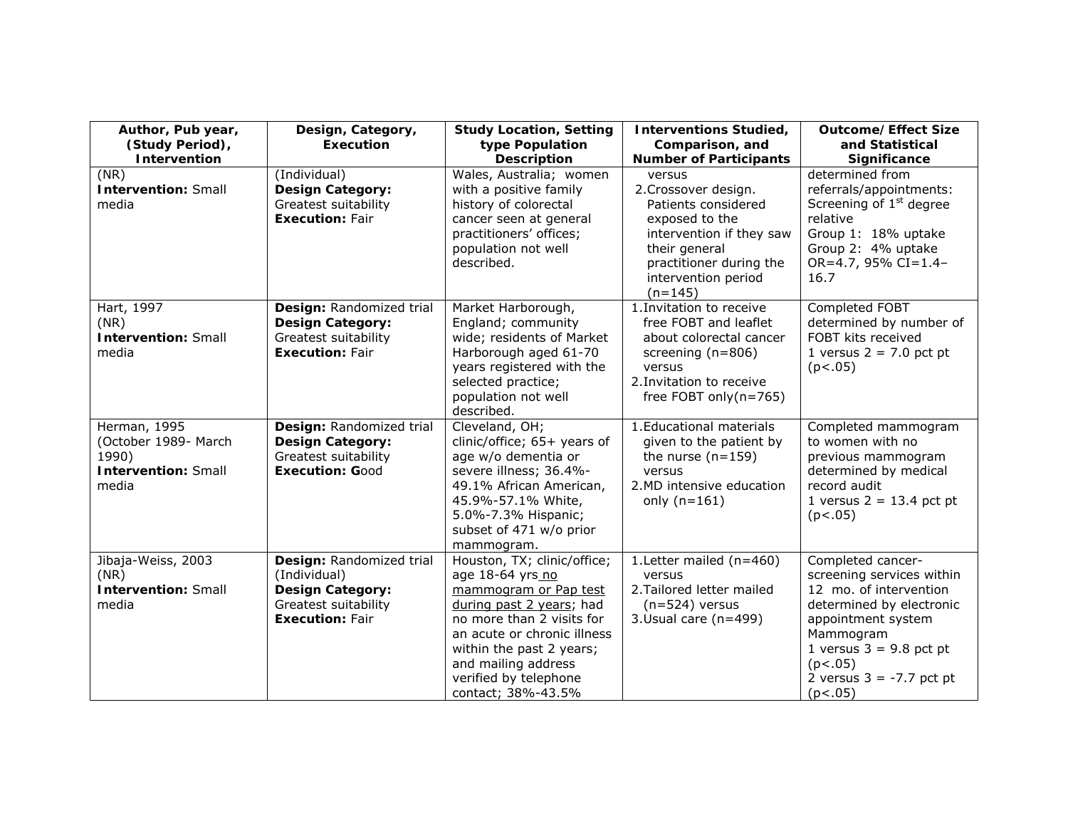| Author, Pub year, (Study Period), Intervention | Design, Category, Execution | Study Location, Setting type Population Description | Interventions Studied, Comparison, and Number of Participants | Outcome/Effect Size and Statistical Significance |
|---|---|---|---|---|
| (NR)<br>**Intervention:** Small media | (Individual)<br>**Design Category:** Greatest suitability<br>**Execution:** Fair | Wales, Australia; women with a positive family history of colorectal cancer seen at general practitioners' offices; population not well described. | versus<br>2. Crossover design. Patients considered exposed to the intervention if they saw their general practitioner during the intervention period (n=145) | determined from referrals/appointments: Screening of 1st degree relative<br>Group 1: 18% uptake<br>Group 2: 4% uptake<br>OR=4.7, 95% CI=1.4–16.7 |
| Hart, 1997<br>(NR)<br>**Intervention:** Small media | **Design:** Randomized trial<br>**Design Category:** Greatest suitability<br>**Execution:** Fair | Market Harborough, England; community wide; residents of Market Harborough aged 61-70 years registered with the selected practice; population not well described. | 1. Invitation to receive free FOBT and leaflet about colorectal cancer screening (n=806) versus<br>2. Invitation to receive free FOBT only(n=765) | Completed FOBT determined by number of FOBT kits received<br>1 versus 2 = 7.0 pct pt ($p<.05$) |
| Herman, 1995<br>(October 1989- March 1990)<br>**Intervention:** Small media | **Design:** Randomized trial<br>**Design Category:** Greatest suitability<br>**Execution: G**ood | Cleveland, OH; clinic/office; 65+ years of age w/o dementia or severe illness; 36.4%-49.1% African American, 45.9%-57.1% White, 5.0%-7.3% Hispanic; subset of 471 w/o prior mammogram. | 1. Educational materials given to the patient by the nurse (n=159) versus<br>2. MD intensive education only (n=161) | Completed mammogram to women with no previous mammogram determined by medical record audit<br>1 versus 2 = 13.4 pct pt ($p<.05$) |
| Jibaja-Weiss, 2003<br>(NR)<br>**Intervention:** Small media | **Design:** Randomized trial (Individual)<br>**Design Category:** Greatest suitability<br>**Execution:** Fair | Houston, TX; clinic/office; age 18-64 yrs no mammogram or Pap test during past 2 years; had no more than 2 visits for an acute or chronic illness within the past 2 years; and mailing address verified by telephone contact; 38%-43.5% | 1. Letter mailed (n=460) versus<br>2. Tailored letter mailed (n=524) versus<br>3. Usual care (n=499) | Completed cancer-screening services within 12 mo. of intervention determined by electronic appointment system<br>Mammogram<br>1 versus 3 = 9.8 pct pt ($p<.05$)<br>2 versus 3 = -7.7 pct pt ($p<.05$) |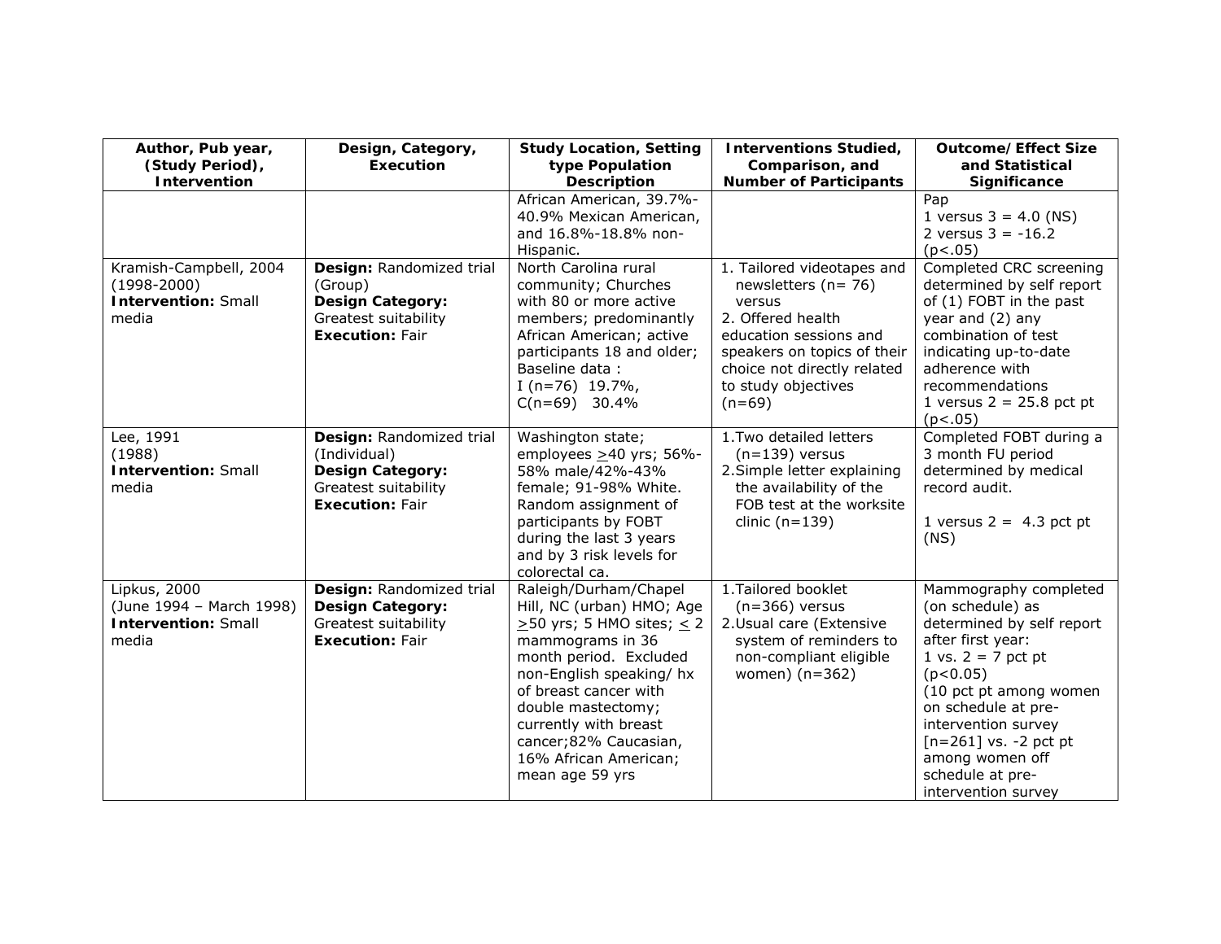| Author, Pub year, (Study Period), Intervention | Design, Category, Execution | Study Location, Setting type Population Description | Interventions Studied, Comparison, and Number of Participants | Outcome/ Effect Size and Statistical Significance |
|---|---|---|---|---|
| | | African American, 39.7%-40.9% Mexican American, and 16.8%-18.8% non-Hispanic. | | Pap<br>1 versus 3 = 4.0 (NS)<br>2 versus 3 = -16.2 ($p<.05$) |
| Kramish-Campbell, 2004 (1998-2000)<br>**Intervention:** Small media | **Design:** Randomized trial (Group)<br>**Design Category:** Greatest suitability<br>**Execution:** Fair | North Carolina rural community; Churches with 80 or more active members; predominantly African American; active participants 18 and older; Baseline data :<br>I (n=76) 19.7%,<br>C(n=69) 30.4% | 1. Tailored videotapes and newsletters (n= 76) versus<br>2. Offered health education sessions and speakers on topics of their choice not directly related to study objectives (n=69) | Completed CRC screening determined by self report of (1) FOBT in the past year and (2) any combination of test indicating up-to-date adherence with recommendations<br>1 versus 2 = 25.8 pct pt ($p<.05$) |
| Lee, 1991 (1988)<br>**Intervention:** Small media | **Design:** Randomized trial (Individual)<br>**Design Category:** Greatest suitability<br>**Execution:** Fair | Washington state; employees $\geq$40 yrs; 56%-58% male/42%-43% female; 91-98% White. Random assignment of participants by FOBT during the last 3 years and by 3 risk levels for colorectal ca. | 1. Two detailed letters (n=139) versus<br>2. Simple letter explaining the availability of the FOB test at the worksite clinic (n=139) | Completed FOBT during a 3 month FU period determined by medical record audit.<br><br>1 versus 2 = 4.3 pct pt (NS) |
| Lipkus, 2000 (June 1994 – March 1998)<br>**Intervention:** Small media | **Design:** Randomized trial<br>**Design Category:** Greatest suitability<br>**Execution:** Fair | Raleigh/Durham/Chapel Hill, NC (urban) HMO; Age $\geq$50 yrs; 5 HMO sites; $\leq$ 2 mammograms in 36 month period. Excluded non-English speaking/ hx of breast cancer with double mastectomy; currently with breast cancer;82% Caucasian, 16% African American; mean age 59 yrs | 1. Tailored booklet (n=366) versus<br>2. Usual care (Extensive system of reminders to non-compliant eligible women) (n=362) | Mammography completed (on schedule) as determined by self report after first year:<br>1 vs. 2 = 7 pct pt ($p<0.05$)<br>(10 pct pt among women on schedule at pre-intervention survey [n=261] vs. -2 pct pt among women off schedule at pre-intervention survey |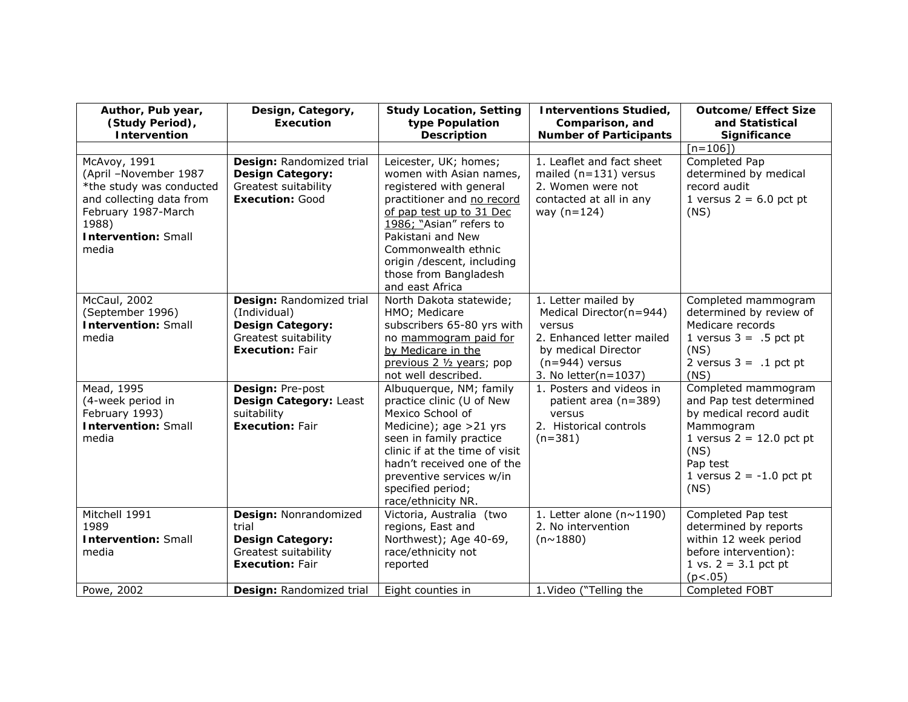| Author, Pub year, (Study Period), Intervention | Design, Category, Execution | Study Location, Setting type Population Description | Interventions Studied, Comparison, and Number of Participants | Outcome/Effect Size and Statistical Significance |
|---|---|---|---|---|
| | | | | [n=106]) |
| McAvoy, 1991 (April –November 1987 *the study was conducted and collecting data from February 1987-March 1988) **Intervention:** Small media | **Design:** Randomized trial **Design Category:** Greatest suitability **Execution:** Good | Leicester, UK; homes; women with Asian names, registered with general practitioner and no record of pap test up to 31 Dec 1986; "Asian" refers to Pakistani and New Commonwealth ethnic origin /descent, including those from Bangladesh and east Africa | 1. Leaflet and fact sheet mailed (n=131) versus 2. Women were not contacted at all in any way (n=124) | Completed Pap determined by medical record audit 1 versus 2 = 6.0 pct pt (NS) |
| McCaul, 2002 (September 1996) **Intervention:** Small media | **Design:** Randomized trial (Individual) **Design Category:** Greatest suitability **Execution:** Fair | North Dakota statewide; HMO; Medicare subscribers 65-80 yrs with no mammogram paid for by Medicare in the previous 2 ½ years; pop not well described. | 1. Letter mailed by Medical Director(n=944) versus 2. Enhanced letter mailed by medical Director (n=944) versus 3. No letter(n=1037) | Completed mammogram determined by review of Medicare records 1 versus 3 = .5 pct pt (NS) 2 versus 3 = .1 pct pt (NS) |
| Mead, 1995 (4-week period in February 1993) **Intervention:** Small media | **Design:** Pre-post **Design Category:** Least suitability **Execution:** Fair | Albuquerque, NM; family practice clinic (U of New Mexico School of Medicine); age >21 yrs seen in family practice clinic if at the time of visit hadn't received one of the preventive services w/in specified period; race/ethnicity NR. | 1. Posters and videos in patient area (n=389) versus 2. Historical controls (n=381) | Completed mammogram and Pap test determined by medical record audit Mammogram 1 versus 2 = 12.0 pct pt (NS) Pap test 1 versus 2 = -1.0 pct pt (NS) |
| Mitchell 1991 1989 **Intervention:** Small media | **Design:** Nonrandomized trial **Design Category:** Greatest suitability **Execution:** Fair | Victoria, Australia (two regions, East and Northwest); Age 40-69, race/ethnicity not reported | 1. Letter alone (n~1190) 2. No intervention (n~1880) | Completed Pap test determined by reports within 12 week period before intervention): 1 vs. 2 = 3.1 pct pt ($p<.05$) |
| Powe, 2002 | **Design:** Randomized trial | Eight counties in | 1.Video ("Telling the | Completed FOBT |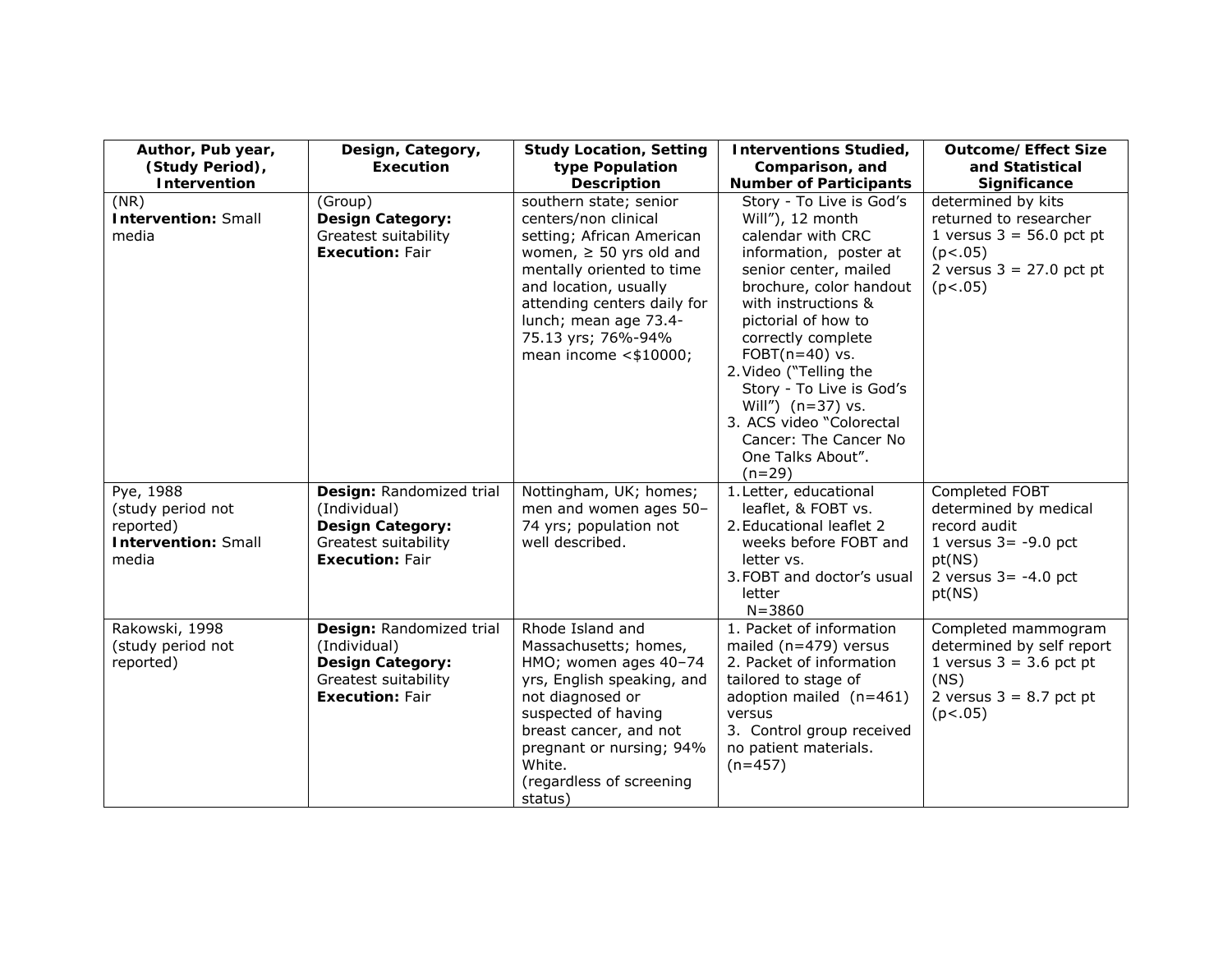| Author, Pub year, (Study Period), Intervention | Design, Category, Execution | Study Location, Setting type Population Description | Interventions Studied, Comparison, and Number of Participants | Outcome/Effect Size and Statistical Significance |
|---|---|---|---|---|
| (NR)<br>**Intervention:** Small media | (Group)<br>**Design Category:** Greatest suitability<br>**Execution:** Fair | southern state; senior centers/non clinical setting; African American women, ≥ 50 yrs old and mentally oriented to time and location, usually attending centers daily for lunch; mean age 73.4-75.13 yrs; 76%-94% mean income <$10000; | Story - To Live is God's Will"), 12 month calendar with CRC information, poster at senior center, mailed brochure, color handout with instructions & pictorial of how to correctly complete FOBT(n=40) vs.<br>2. Video ("Telling the Story - To Live is God's Will") (n=37) vs.<br>3. ACS video "Colorectal Cancer: The Cancer No One Talks About". (n=29) | determined by kits returned to researcher<br>1 versus 3 = 56.0 pct pt ($p<.05$)<br>2 versus 3 = 27.0 pct pt ($p<.05$) |
| Pye, 1988<br>(study period not reported)<br>**Intervention:** Small media | **Design:** Randomized trial (Individual)<br>**Design Category:** Greatest suitability<br>**Execution:** Fair | Nottingham, UK; homes; men and women ages 50–74 yrs; population not well described. | 1. Letter, educational leaflet, & FOBT vs.<br>2. Educational leaflet 2 weeks before FOBT and letter vs.<br>3. FOBT and doctor's usual letter<br>N=3860 | Completed FOBT determined by medical record audit<br>1 versus 3= -9.0 pct pt(NS)<br>2 versus 3= -4.0 pct pt(NS) |
| Rakowski, 1998<br>(study period not reported) | **Design:** Randomized trial (Individual)<br>**Design Category:** Greatest suitability<br>**Execution:** Fair | Rhode Island and Massachusetts; homes, HMO; women ages 40–74 yrs, English speaking, and not diagnosed or suspected of having breast cancer, and not pregnant or nursing; 94% White.<br>(regardless of screening status) | 1. Packet of information mailed (n=479) versus<br>2. Packet of information tailored to stage of adoption mailed (n=461) versus<br>3. Control group received no patient materials. (n=457) | Completed mammogram determined by self report<br>1 versus 3 = 3.6 pct pt (NS)<br>2 versus 3 = 8.7 pct pt ($p<.05$) |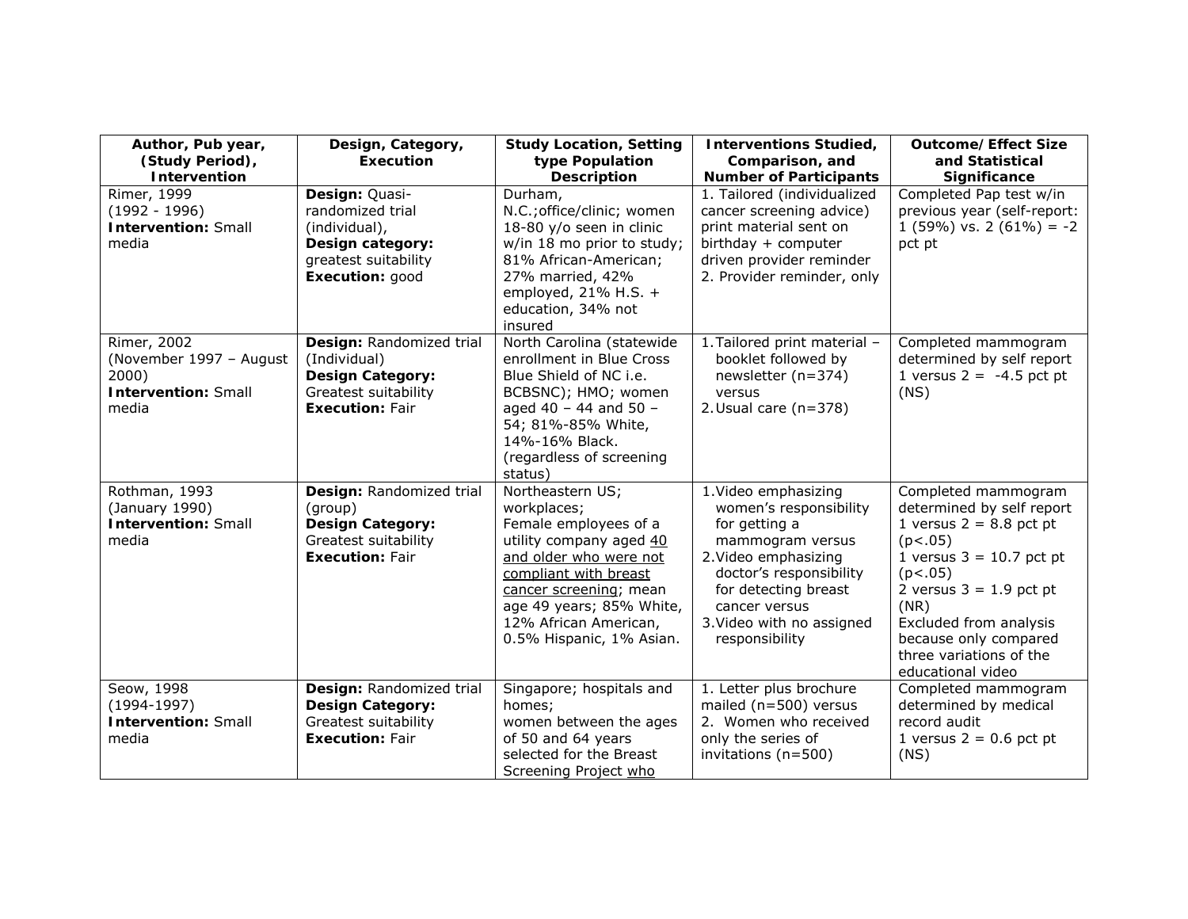| Author, Pub year, (Study Period), Intervention | Design, Category, Execution | Study Location, Setting type Population Description | Interventions Studied, Comparison, and Number of Participants | Outcome/Effect Size and Statistical Significance |
|---|---|---|---|---|
| Rimer, 1999<br>(1992 - 1996)<br>**Intervention:** Small media | **Design:** Quasi-randomized trial (individual),<br>**Design category:** greatest suitability<br>**Execution:** good | Durham, N.C.;office/clinic; women 18-80 y/o seen in clinic w/in 18 mo prior to study; 81% African-American; 27% married, 42% employed, 21% H.S. + education, 34% not insured | 1. Tailored (individualized cancer screening advice) print material sent on birthday + computer driven provider reminder<br>2. Provider reminder, only | Completed Pap test w/in previous year (self-report: 1 (59%) vs. 2 (61%) = -2 pct pt |
| Rimer, 2002<br>(November 1997 – August 2000)<br>**Intervention:** Small media | **Design:** Randomized trial (Individual)<br>**Design Category:** Greatest suitability<br>**Execution:** Fair | North Carolina (statewide enrollment in Blue Cross Blue Shield of NC i.e. BCBSNC); HMO; women aged 40 – 44 and 50 – 54; 81%-85% White, 14%-16% Black. (regardless of screening status) | 1. Tailored print material – booklet followed by newsletter (n=374) versus<br>2. Usual care (n=378) | Completed mammogram determined by self report<br>1 versus 2 = -4.5 pct pt (NS) |
| Rothman, 1993<br>(January 1990)<br>**Intervention:** Small media | **Design:** Randomized trial (group)<br>**Design Category:** Greatest suitability<br>**Execution:** Fair | Northeastern US; workplaces;<br>Female employees of a utility company aged <u>40 and older who were not compliant with breast cancer screening</u>; mean age 49 years; 85% White, 12% African American, 0.5% Hispanic, 1% Asian. | 1. Video emphasizing women's responsibility for getting a mammogram versus<br>2. Video emphasizing doctor's responsibility for detecting breast cancer versus<br>3. Video with no assigned responsibility | Completed mammogram determined by self report<br>1 versus 2 = 8.8 pct pt ($p<.05$)<br>1 versus 3 = 10.7 pct pt ($p<.05$)<br>2 versus 3 = 1.9 pct pt (NR)<br>Excluded from analysis because only compared three variations of the educational video |
| Seow, 1998<br>(1994-1997)<br>**Intervention:** Small media | **Design:** Randomized trial<br>**Design Category:** Greatest suitability<br>**Execution:** Fair | Singapore; hospitals and homes;<br>women between the ages of 50 and 64 years selected for the Breast Screening Project <u>who</u> | 1. Letter plus brochure mailed (n=500) versus<br>2. Women who received only the series of invitations (n=500) | Completed mammogram determined by medical record audit<br>1 versus 2 = 0.6 pct pt (NS) |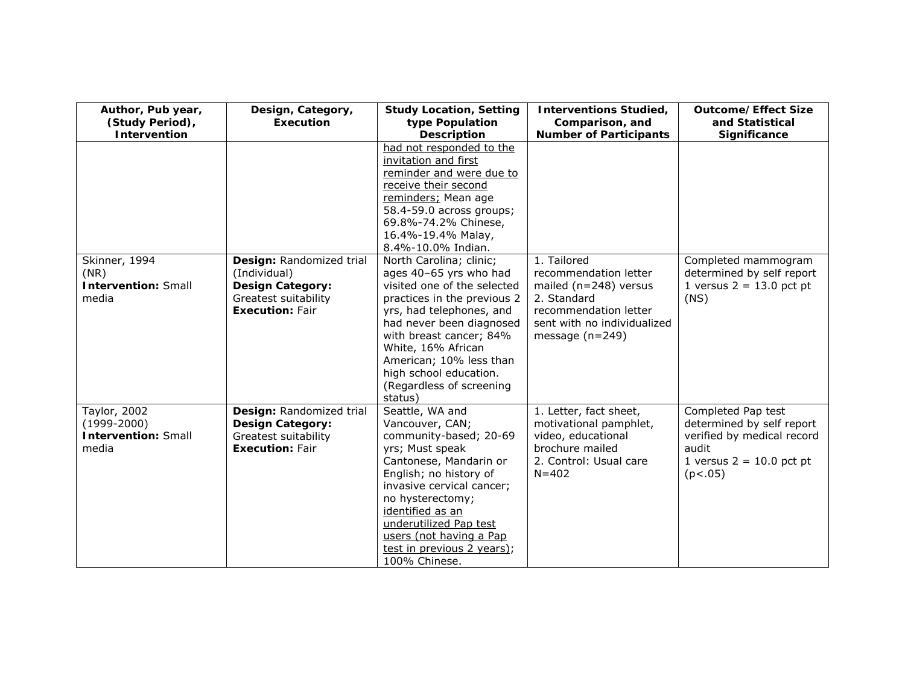| Author, Pub year, (Study Period), Intervention | Design, Category, Execution | Study Location, Setting type Population Description | Interventions Studied, Comparison, and Number of Participants | Outcome/Effect Size and Statistical Significance |
|---|---|---|---|---|
| | | had not responded to the invitation and first reminder and were due to receive their second reminders; Mean age 58.4-59.0 across groups; 69.8%-74.2% Chinese, 16.4%-19.4% Malay, 8.4%-10.0% Indian. | | |
| Skinner, 1994<br>(NR)<br>**Intervention:** Small media | **Design:** Randomized trial (Individual)<br>**Design Category:** Greatest suitability<br>**Execution:** Fair | North Carolina; clinic; ages 40–65 yrs who had visited one of the selected practices in the previous 2 yrs, had telephones, and had never been diagnosed with breast cancer; 84% White, 16% African American; 10% less than high school education. (Regardless of screening status) | 1. Tailored recommendation letter mailed (n=248) versus<br>2. Standard recommendation letter sent with no individualized message (n=249) | Completed mammogram determined by self report<br>1 versus 2 = 13.0 pct pt (NS) |
| Taylor, 2002<br>(1999-2000)<br>**Intervention:** Small media | **Design:** Randomized trial<br>**Design Category:** Greatest suitability<br>**Execution:** Fair | Seattle, WA and Vancouver, CAN; community-based; 20-69 yrs; Must speak Cantonese, Mandarin or English; no history of invasive cervical cancer; no hysterectomy; identified as an underutilized Pap test users (not having a Pap test in previous 2 years); 100% Chinese. | 1. Letter, fact sheet, motivational pamphlet, video, educational brochure mailed<br>2. Control: Usual care<br>N=402 | Completed Pap test determined by self report verified by medical record audit<br>1 versus 2 = 10.0 pct pt ($p<.05$) |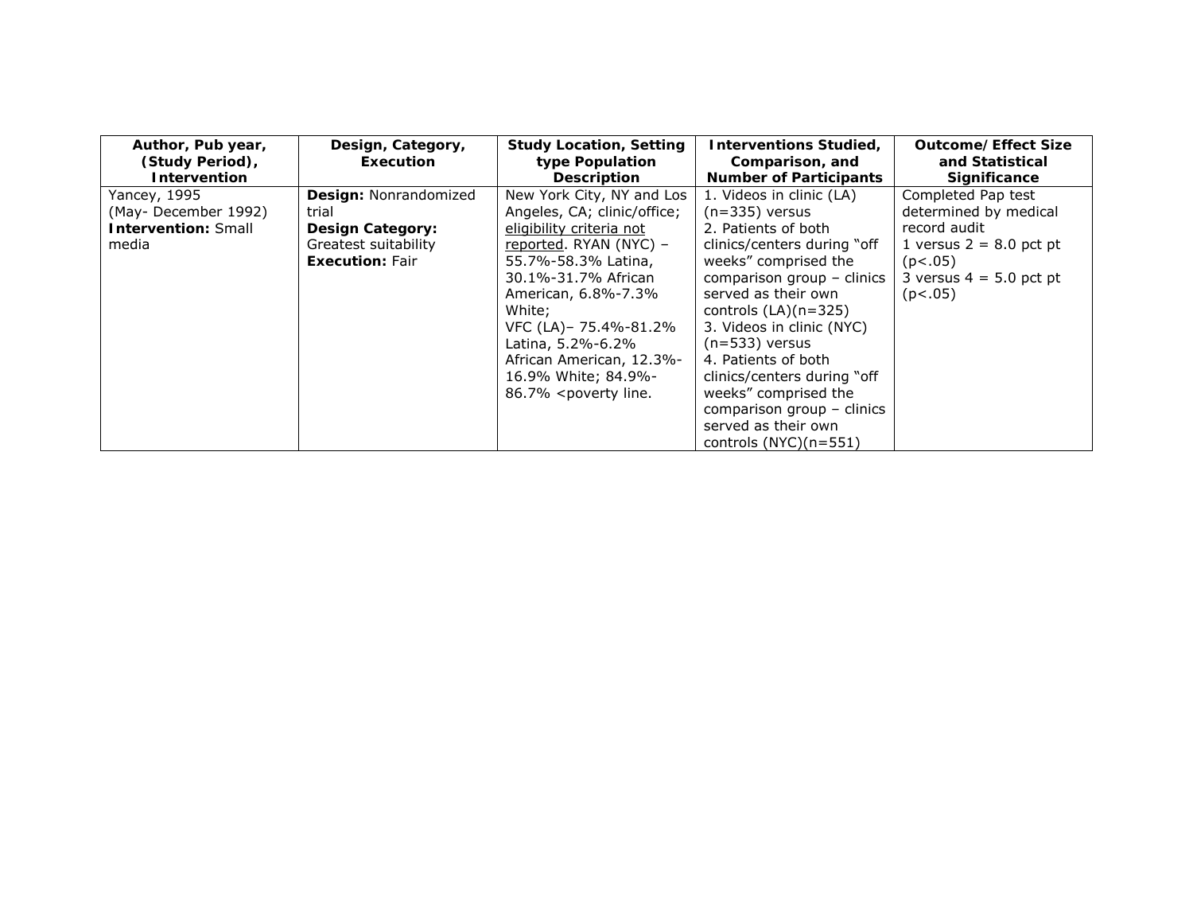| Author, Pub year, (Study Period), Intervention | Design, Category, Execution | Study Location, Setting type Population Description | Interventions Studied, Comparison, and Number of Participants | Outcome/Effect Size and Statistical Significance |
|---|---|---|---|---|
| Yancey, 1995<br>(May- December 1992)<br>**Intervention:** Small media | **Design:** Nonrandomized trial<br>**Design Category:** Greatest suitability<br>**Execution:** Fair | New York City, NY and Los Angeles, CA; clinic/office; eligibility criteria not reported. RYAN (NYC) – 55.7%-58.3% Latina, 30.1%-31.7% African American, 6.8%-7.3% White;<br>VFC (LA)– 75.4%-81.2% Latina, 5.2%-6.2% African American, 12.3%-16.9% White; 84.9%-86.7% <poverty line. | 1. Videos in clinic (LA) (n=335) versus<br>2. Patients of both clinics/centers during "off weeks" comprised the comparison group – clinics served as their own controls (LA)(n=325)<br>3. Videos in clinic (NYC) (n=533) versus<br>4. Patients of both clinics/centers during "off weeks" comprised the comparison group – clinics served as their own controls (NYC)(n=551) | Completed Pap test determined by medical record audit<br>1 versus 2 = 8.0 pct pt ($p<.05$)<br>3 versus 4 = 5.0 pct pt ($p<.05$) |